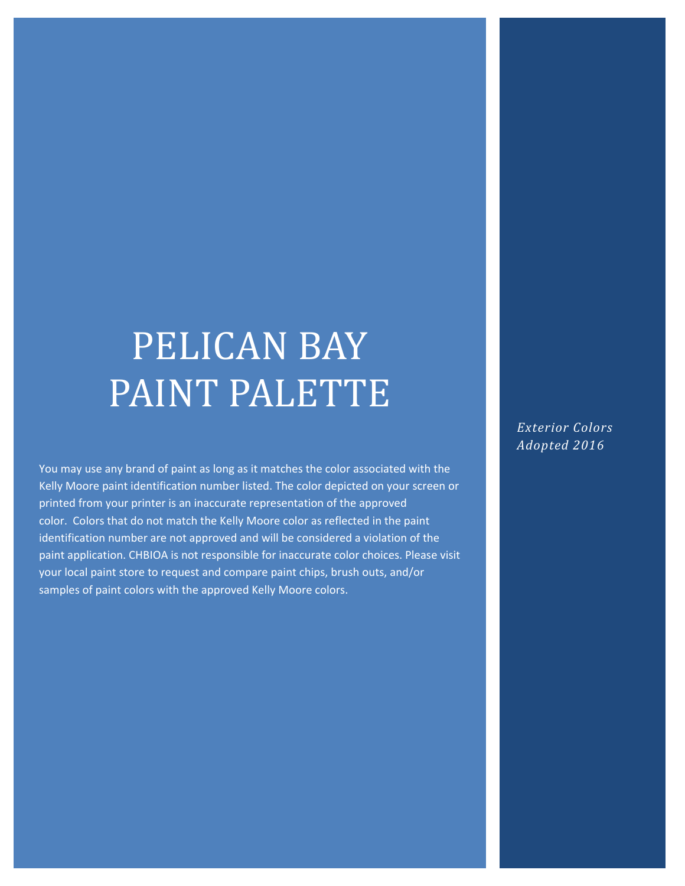# PELICAN BAY PAINT PALETTE

*Exterior Colors Adopted 2016*

You may use any brand of paint as long as it matches the color associated with the Kelly Moore paint identification number listed. The color depicted on your screen or printed from your printer is an inaccurate representation of the approved color. Colors that do not match the Kelly Moore color as reflected in the paint identification number are not approved and will be considered a violation of the paint application. CHBIOA is not responsible for inaccurate color choices. Please visit your local paint store to request and compare paint chips, brush outs, and/or samples of paint colors with the approved Kelly Moore colors.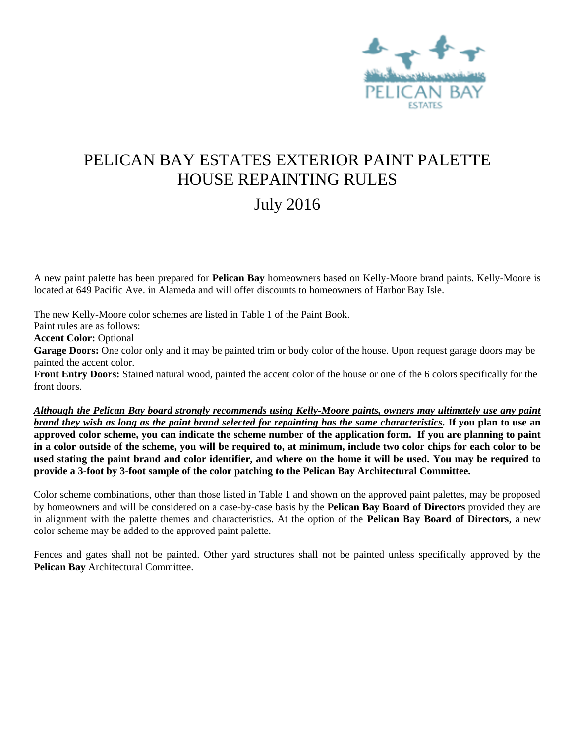# PELICAN BAY ESTATES EXTERIOR PAINT PALETTE HOUSE REPAINTING RULES

## July 2016

A new paint palette has been prepared for **Pelican Bay** homeowners based on Kelly-Moore brand paints. Kelly-Moore is located at 649 Pacific Ave. in Alameda and will offer discounts to homeowners of Harbor Bay Isle.

The new Kelly-Moore color schemes are listed in Table 1 of the Paint Book.
Paint rules are as follows:
**Accent Color:** Optional
**Garage Doors:** One color only and it may be painted trim or body color of the house. Upon request garage doors may be painted the accent color.
**Front Entry Doors:** Stained natural wood, painted the accent color of the house or one of the 6 colors specifically for the front doors.

***Although the Pelican Bay board strongly recommends using Kelly-Moore paints, owners may ultimately use any paint brand they wish as long as the paint brand selected for repainting has the same characteristics*. If you plan to use an approved color scheme, you can indicate the scheme number of the application form. If you are planning to paint in a color outside of the scheme, you will be required to, at minimum, include two color chips for each color to be used stating the paint brand and color identifier, and where on the home it will be used. You may be required to provide a 3-foot by 3-foot sample of the color patching to the Pelican Bay Architectural Committee.**

Color scheme combinations, other than those listed in Table 1 and shown on the approved paint palettes, may be proposed by homeowners and will be considered on a case-by-case basis by the **Pelican Bay Board of Directors** provided they are in alignment with the palette themes and characteristics. At the option of the **Pelican Bay Board of Directors**, a new color scheme may be added to the approved paint palette.

Fences and gates shall not be painted. Other yard structures shall not be painted unless specifically approved by the **Pelican Bay** Architectural Committee.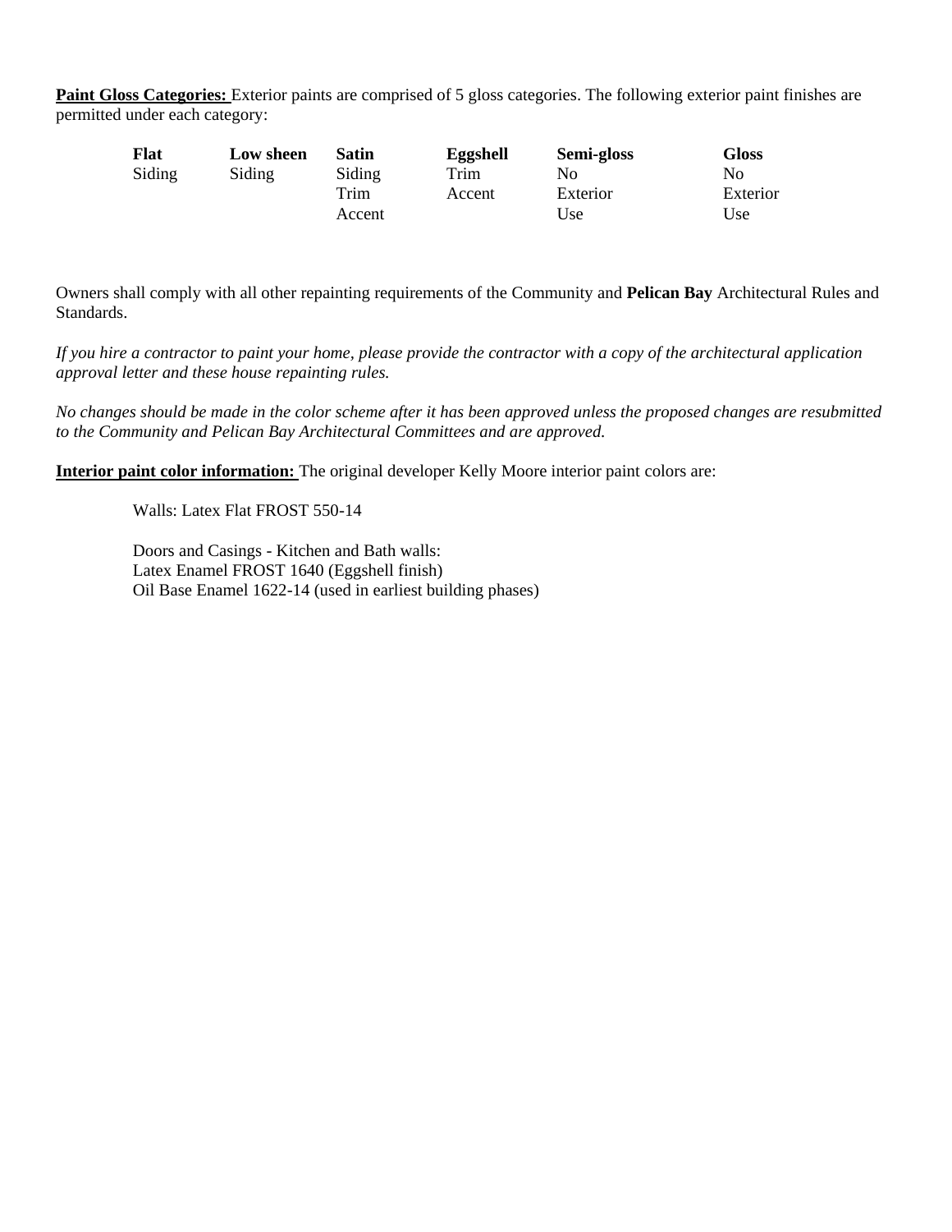**Paint Gloss Categories:** Exterior paints are comprised of 5 gloss categories. The following exterior paint finishes are permitted under each category:

| Flat | Low sheen | Satin | Eggshell | Semi-gloss | Gloss |
|---|---|---|---|---|---|
| Siding | Siding | Siding<br>Trim<br>Accent | Trim<br>Accent | No<br>Exterior<br>Use | No<br>Exterior<br>Use |

Owners shall comply with all other repainting requirements of the Community and **Pelican Bay** Architectural Rules and Standards.

*If you hire a contractor to paint your home, please provide the contractor with a copy of the architectural application approval letter and these house repainting rules.*

*No changes should be made in the color scheme after it has been approved unless the proposed changes are resubmitted to the Community and Pelican Bay Architectural Committees and are approved.*

**Interior paint color information:** The original developer Kelly Moore interior paint colors are:

Walls: Latex Flat FROST 550-14

Doors and Casings - Kitchen and Bath walls:
Latex Enamel FROST 1640 (Eggshell finish)
Oil Base Enamel 1622-14 (used in earliest building phases)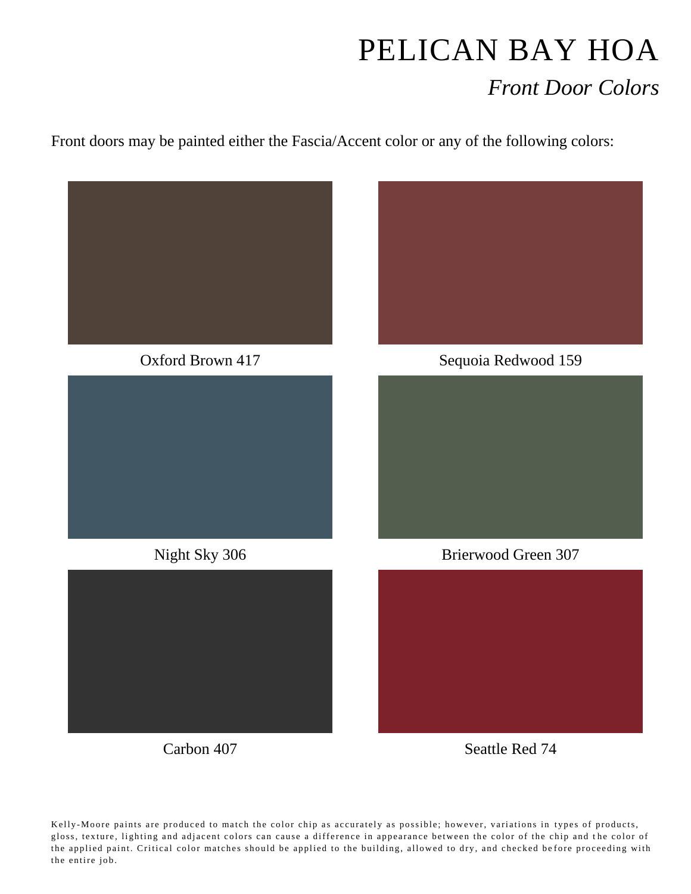# PELICAN BAY HOA

## *Front Door Colors*

Front doors may be painted either the Fascia/Accent color or any of the following colors:

Oxford Brown 417

Sequoia Redwood 159

Night Sky 306

Brierwood Green 307

Carbon 407

Seattle Red 74

Kelly-Moore paints are produced to match the color chip as accurately as possible; however, variations in types of products, gloss, texture, lighting and adjacent colors can cause a difference in appearance between the color of the chip and the color of the applied paint. Critical color matches should be applied to the building, allowed to dry, and checked before proceeding with the entire job.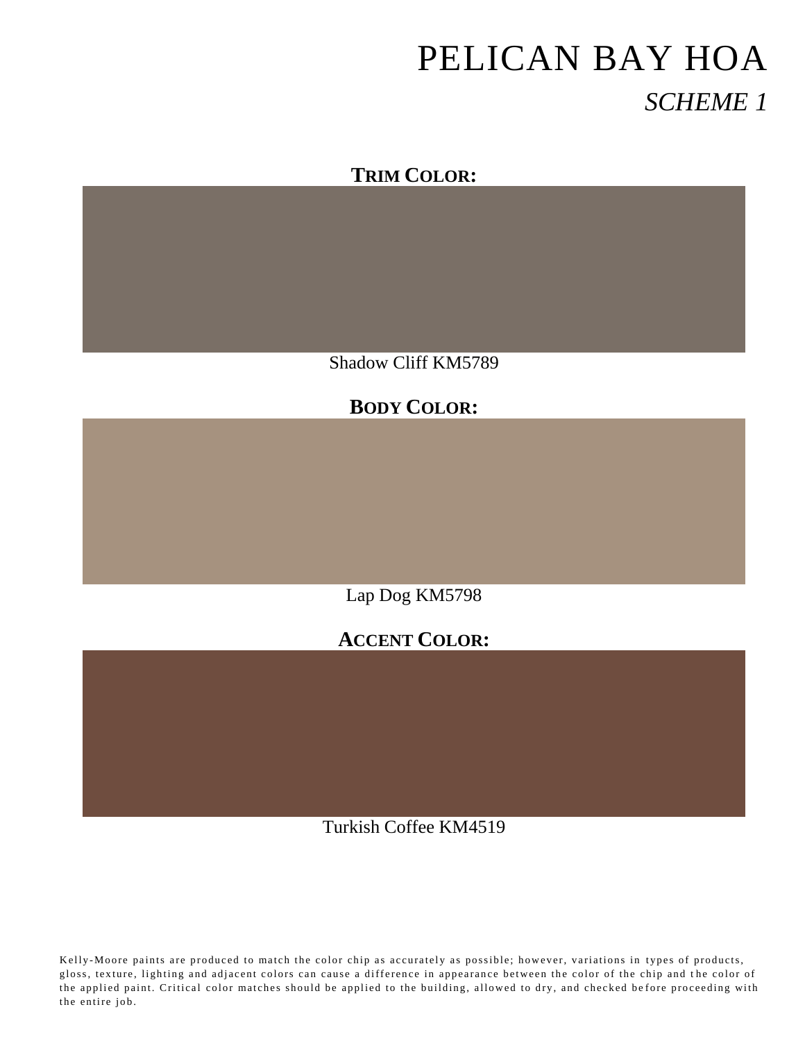# PELICAN BAY HOA

## *SCHEME 1*

**TRIM COLOR:**

Shadow Cliff KM5789

**BODY COLOR:**

Lap Dog KM5798

**ACCENT COLOR:**

Turkish Coffee KM4519

Kelly-Moore paints are produced to match the color chip as accurately as possible; however, variations in types of products, gloss, texture, lighting and adjacent colors can cause a difference in appearance between the color of the chip and the color of the applied paint. Critical color matches should be applied to the building, allowed to dry, and checked before proceeding with the entire job.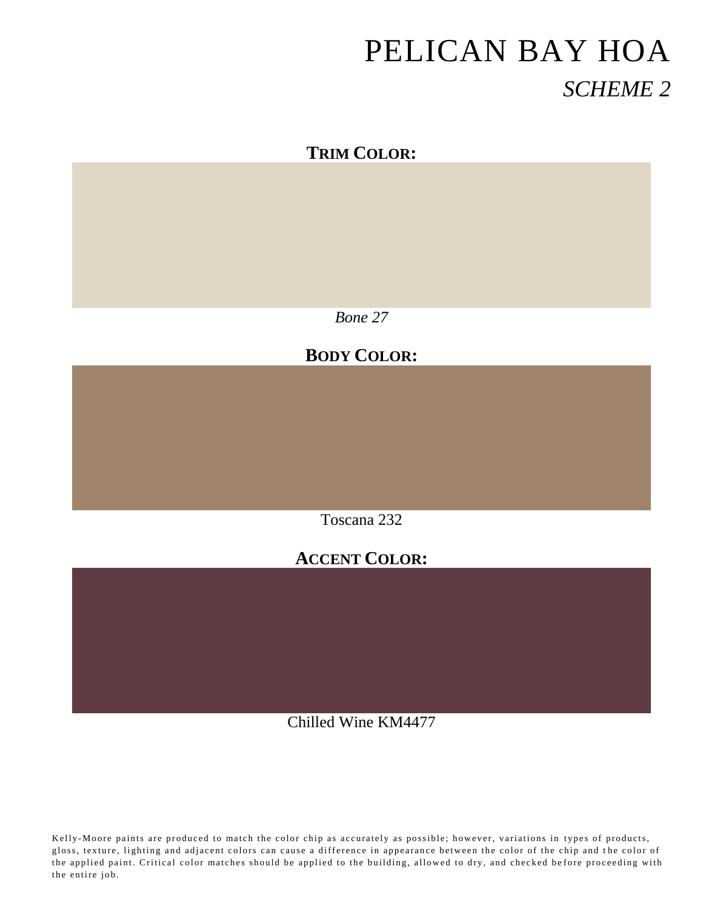# PELICAN BAY HOA

## *SCHEME 2*

**TRIM COLOR:**

*Bone 27*

**BODY COLOR:**

Toscana 232

**ACCENT COLOR:**

Chilled Wine KM4477

Kelly-Moore paints are produced to match the color chip as accurately as possible; however, variations in types of products, gloss, texture, lighting and adjacent colors can cause a difference in appearance between the color of the chip and the color of the applied paint. Critical color matches should be applied to the building, allowed to dry, and checked before proceeding with the entire job.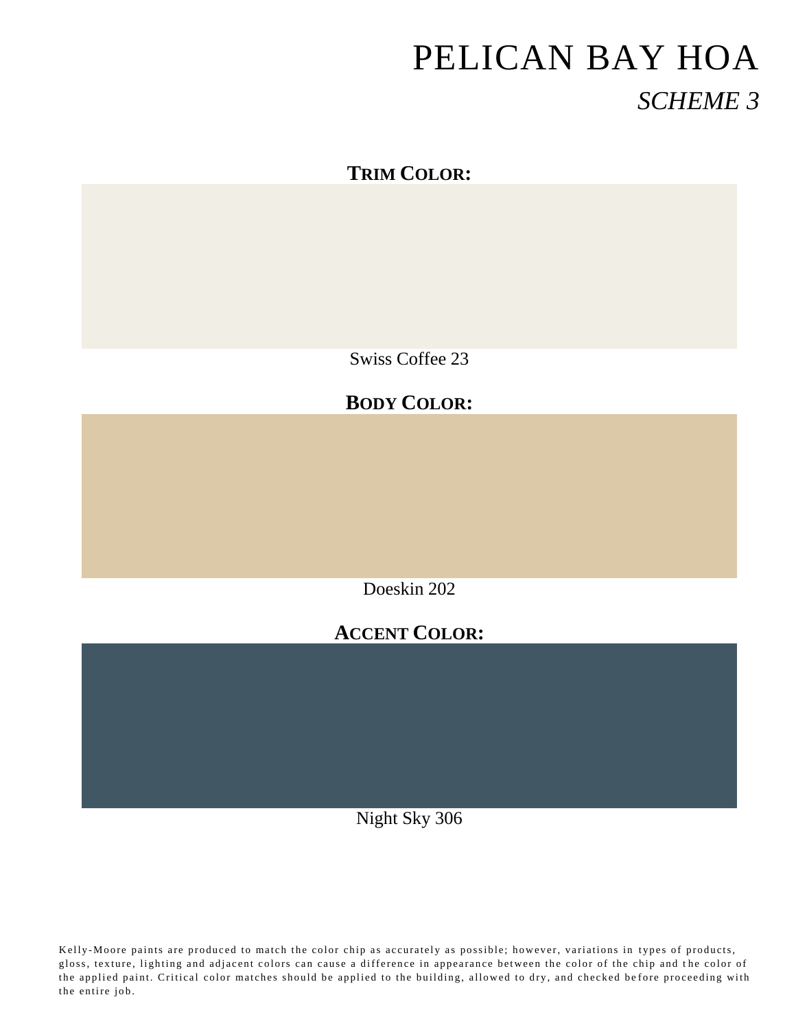# PELICAN BAY HOA

## *SCHEME 3*

**TRIM COLOR:**

Swiss Coffee 23

**BODY COLOR:**

Doeskin 202

**ACCENT COLOR:**

Night Sky 306

Kelly-Moore paints are produced to match the color chip as accurately as possible; however, variations in types of products, gloss, texture, lighting and adjacent colors can cause a difference in appearance between the color of the chip and the color of the applied paint. Critical color matches should be applied to the building, allowed to dry, and checked before proceeding with the entire job.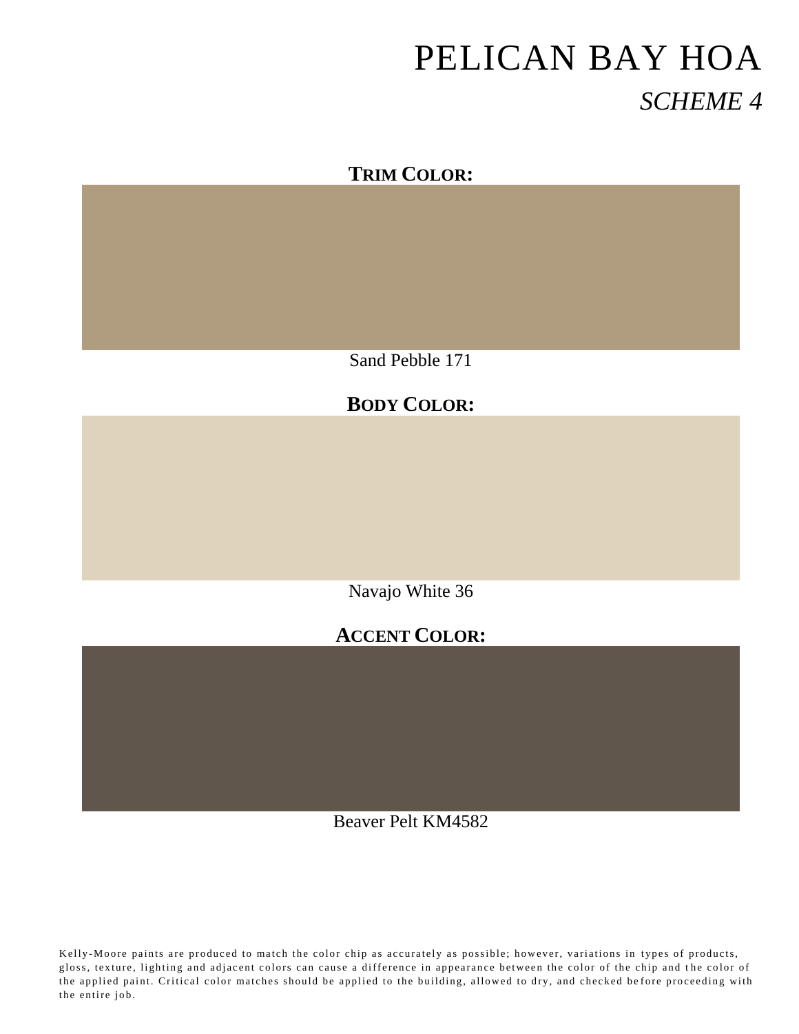# PELICAN BAY HOA

## *SCHEME 4*

**TRIM COLOR:**

Sand Pebble 171

**BODY COLOR:**

Navajo White 36

**ACCENT COLOR:**

Beaver Pelt KM4582

Kelly-Moore paints are produced to match the color chip as accurately as possible; however, variations in types of products, gloss, texture, lighting and adjacent colors can cause a difference in appearance between the color of the chip and the color of the applied paint. Critical color matches should be applied to the building, allowed to dry, and checked before proceeding with the entire job.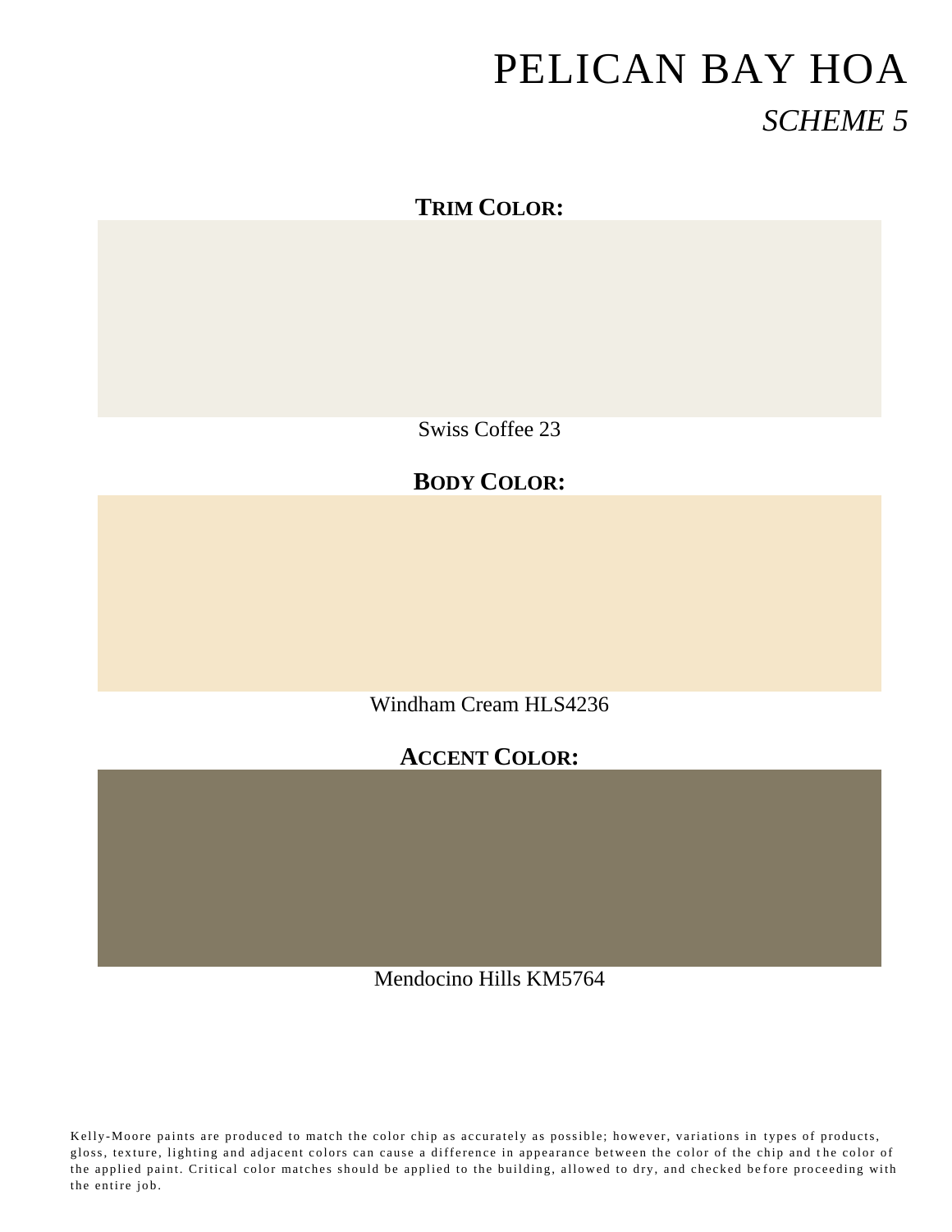# PELICAN BAY HOA

## *SCHEME 5*

**TRIM COLOR:**

Swiss Coffee 23

**BODY COLOR:**

Windham Cream HLS4236

**ACCENT COLOR:**

Mendocino Hills KM5764

Kelly-Moore paints are produced to match the color chip as accurately as possible; however, variations in types of products, gloss, texture, lighting and adjacent colors can cause a difference in appearance between the color of the chip and the color of the applied paint. Critical color matches should be applied to the building, allowed to dry, and checked before proceeding with the entire job.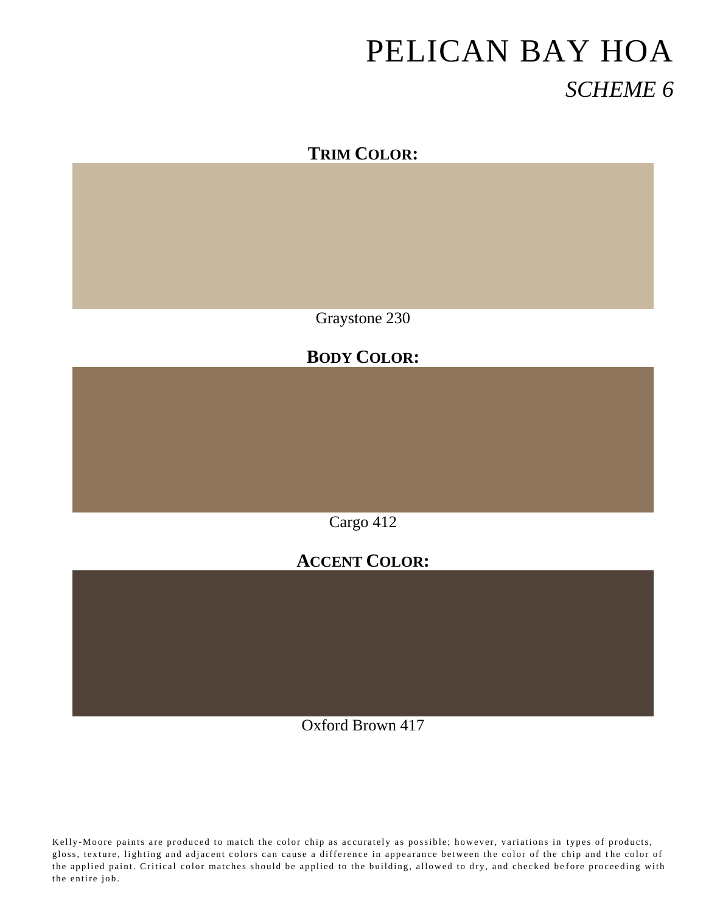# PELICAN BAY HOA

## *SCHEME 6*

**TRIM COLOR:**

Graystone 230

**BODY COLOR:**

Cargo 412

**ACCENT COLOR:**

Oxford Brown 417

Kelly-Moore paints are produced to match the color chip as accurately as possible; however, variations in types of products, gloss, texture, lighting and adjacent colors can cause a difference in appearance between the color of the chip and the color of the applied paint. Critical color matches should be applied to the building, allowed to dry, and checked before proceeding with the entire job.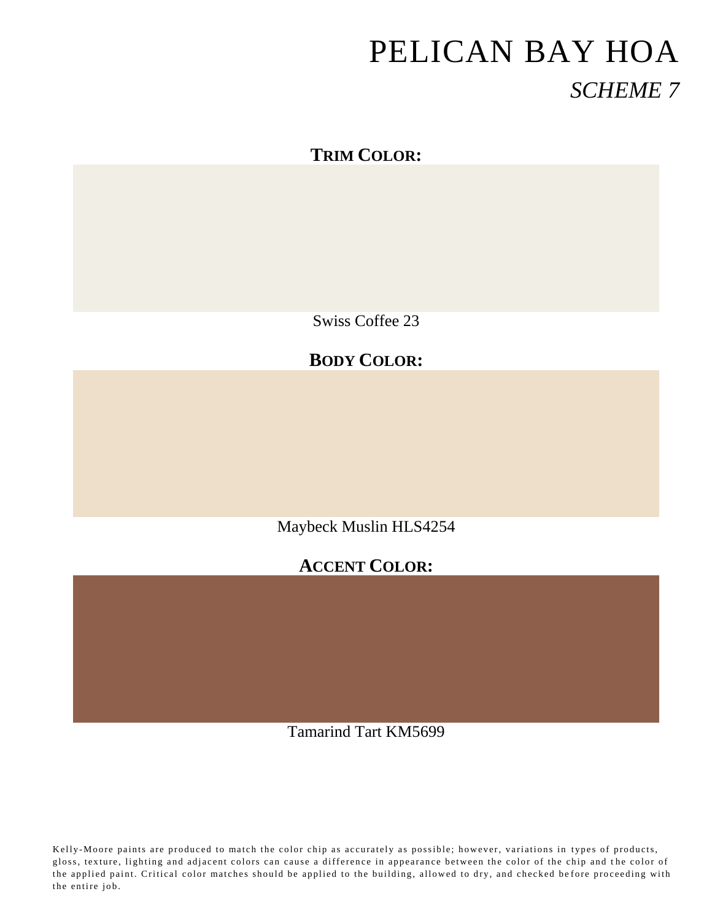# PELICAN BAY HOA

## *SCHEME 7*

**TRIM COLOR:**

Swiss Coffee 23

**BODY COLOR:**

Maybeck Muslin HLS4254

**ACCENT COLOR:**

Tamarind Tart KM5699

Kelly-Moore paints are produced to match the color chip as accurately as possible; however, variations in types of products, gloss, texture, lighting and adjacent colors can cause a difference in appearance between the color of the chip and the color of the applied paint. Critical color matches should be applied to the building, allowed to dry, and checked before proceeding with the entire job.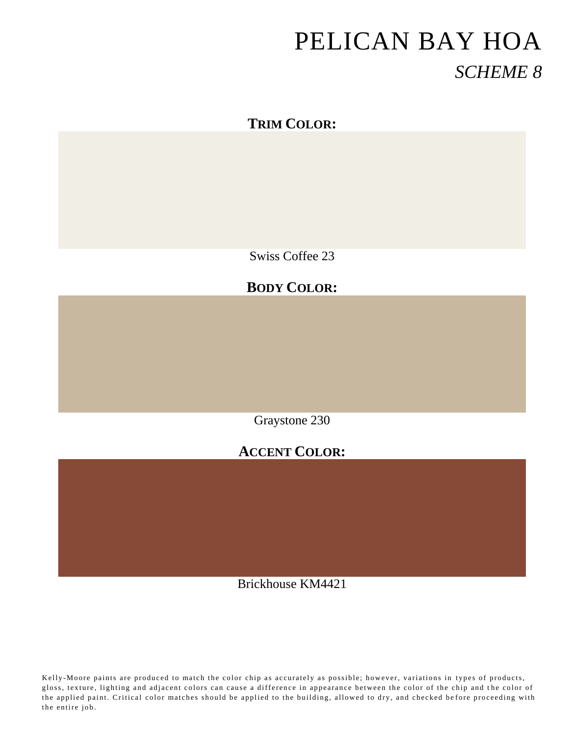# PELICAN BAY HOA

## *SCHEME 8*

**TRIM COLOR:**

Swiss Coffee 23

**BODY COLOR:**

Graystone 230

**ACCENT COLOR:**

Brickhouse KM4421

Kelly-Moore paints are produced to match the color chip as accurately as possible; however, variations in types of products, gloss, texture, lighting and adjacent colors can cause a difference in appearance between the color of the chip and the color of the applied paint. Critical color matches should be applied to the building, allowed to dry, and checked before proceeding with the entire job.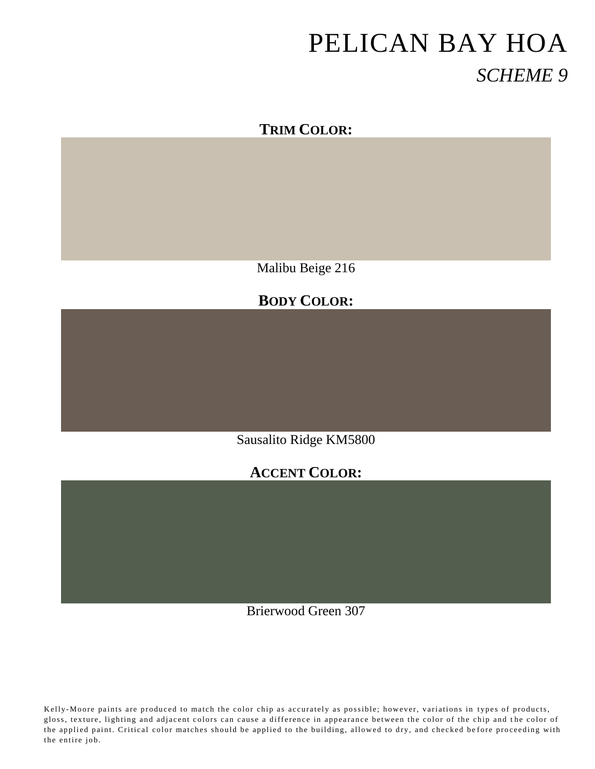# PELICAN BAY HOA

## *SCHEME 9*

**TRIM COLOR:**

Malibu Beige 216

**BODY COLOR:**

Sausalito Ridge KM5800

**ACCENT COLOR:**

Brierwood Green 307

Kelly-Moore paints are produced to match the color chip as accurately as possible; however, variations in types of products, gloss, texture, lighting and adjacent colors can cause a difference in appearance between the color of the chip and the color of the applied paint. Critical color matches should be applied to the building, allowed to dry, and checked before proceeding with the entire job.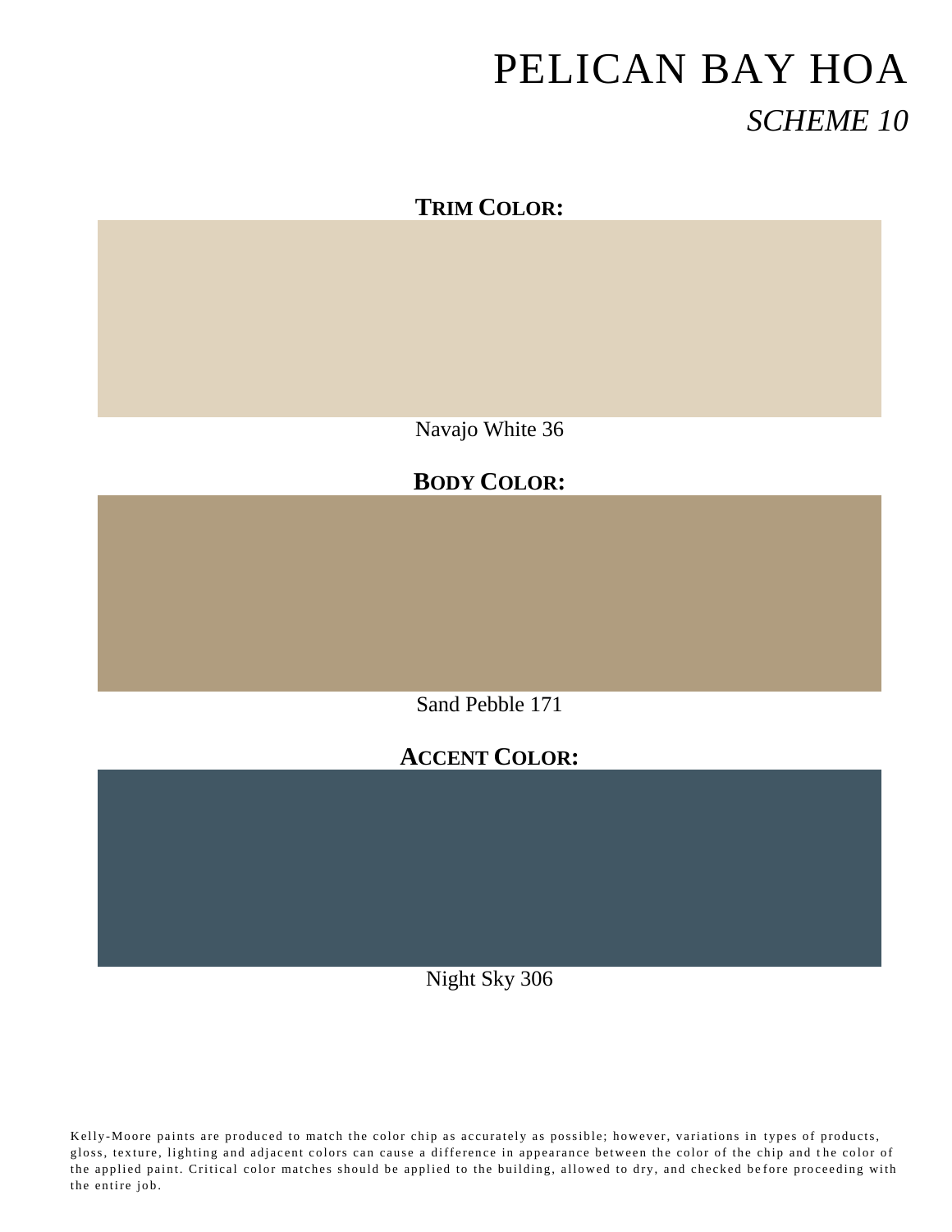# PELICAN BAY HOA

## *SCHEME 10*

**TRIM COLOR:**

Navajo White 36

**BODY COLOR:**

Sand Pebble 171

**ACCENT COLOR:**

Night Sky 306

Kelly-Moore paints are produced to match the color chip as accurately as possible; however, variations in types of products, gloss, texture, lighting and adjacent colors can cause a difference in appearance between the color of the chip and the color of the applied paint. Critical color matches should be applied to the building, allowed to dry, and checked before proceeding with the entire job.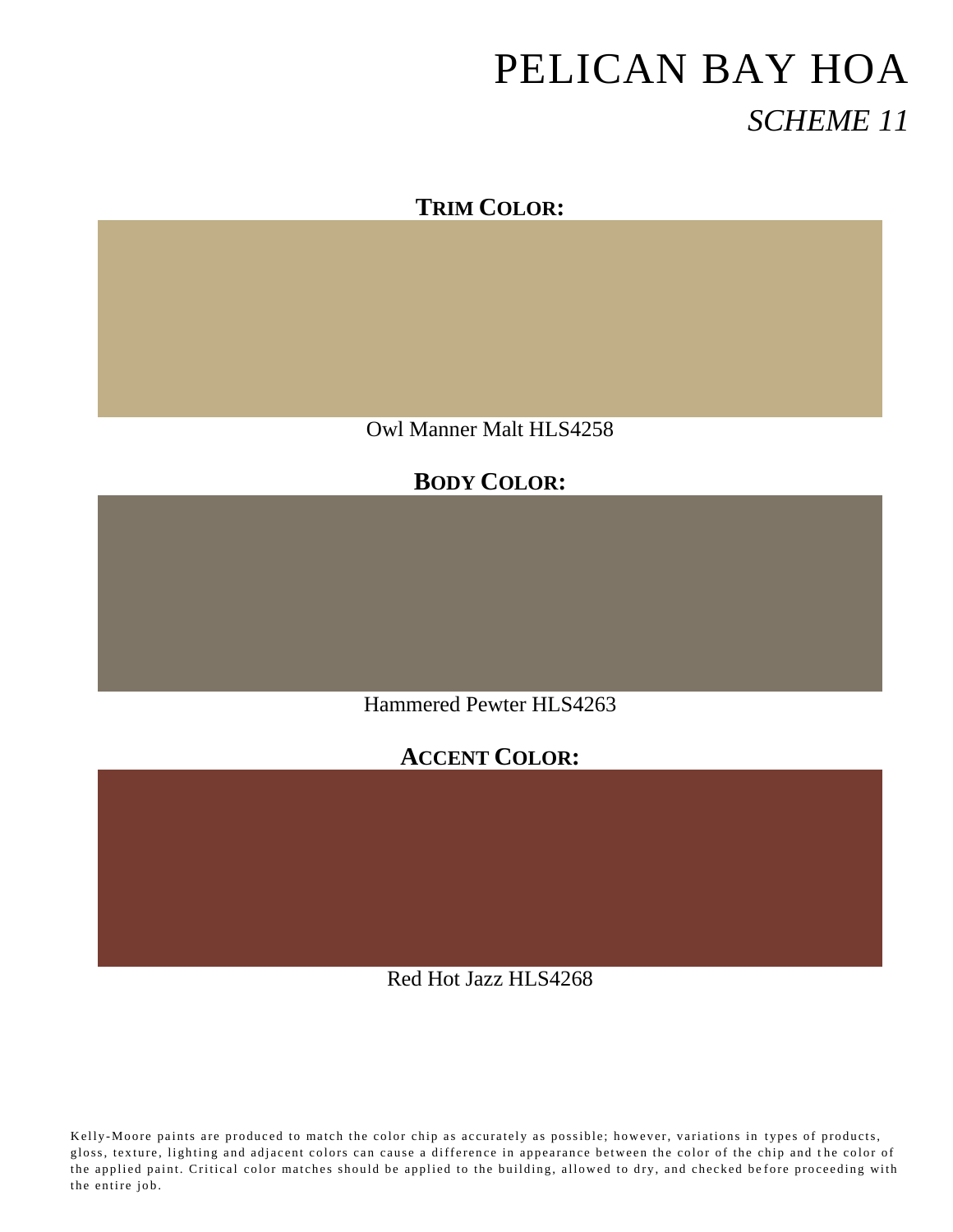# PELICAN BAY HOA

## *SCHEME 11*

**TRIM COLOR:**

Owl Manner Malt HLS4258

**BODY COLOR:**

Hammered Pewter HLS4263

**ACCENT COLOR:**

Red Hot Jazz HLS4268

Kelly-Moore paints are produced to match the color chip as accurately as possible; however, variations in types of products, gloss, texture, lighting and adjacent colors can cause a difference in appearance between the color of the chip and the color of the applied paint. Critical color matches should be applied to the building, allowed to dry, and checked before proceeding with the entire job.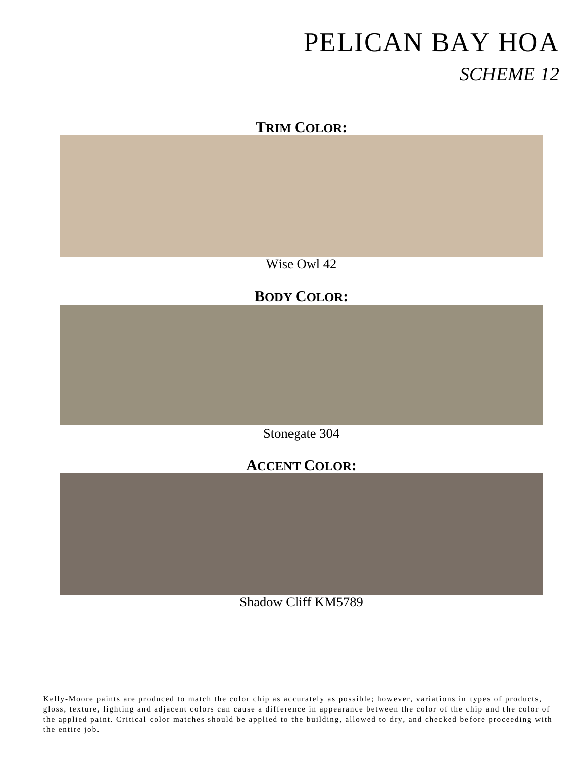# PELICAN BAY HOA

## *SCHEME 12*

### **TRIM COLOR:**

Wise Owl 42

### **BODY COLOR:**

Stonegate 304

### **ACCENT COLOR:**

Shadow Cliff KM5789

Kelly-Moore paints are produced to match the color chip as accurately as possible; however, variations in types of products, gloss, texture, lighting and adjacent colors can cause a difference in appearance between the color of the chip and the color of the applied paint. Critical color matches should be applied to the building, allowed to dry, and checked before proceeding with the entire job.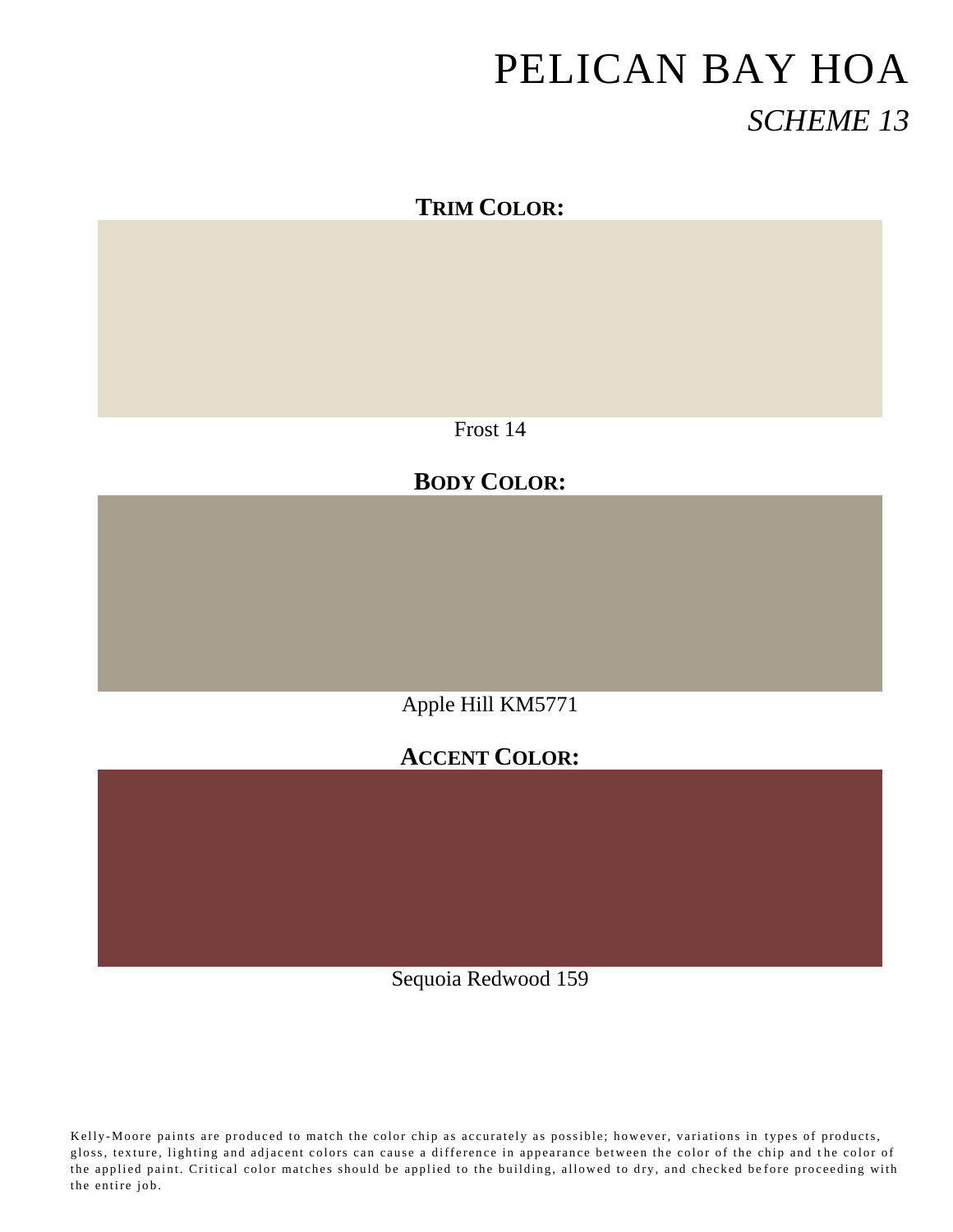# PELICAN BAY HOA

## *SCHEME 13*

**TRIM COLOR:**

Frost 14

**BODY COLOR:**

Apple Hill KM5771

**ACCENT COLOR:**

Sequoia Redwood 159

Kelly-Moore paints are produced to match the color chip as accurately as possible; however, variations in types of products, gloss, texture, lighting and adjacent colors can cause a difference in appearance between the color of the chip and the color of the applied paint. Critical color matches should be applied to the building, allowed to dry, and checked before proceeding with the entire job.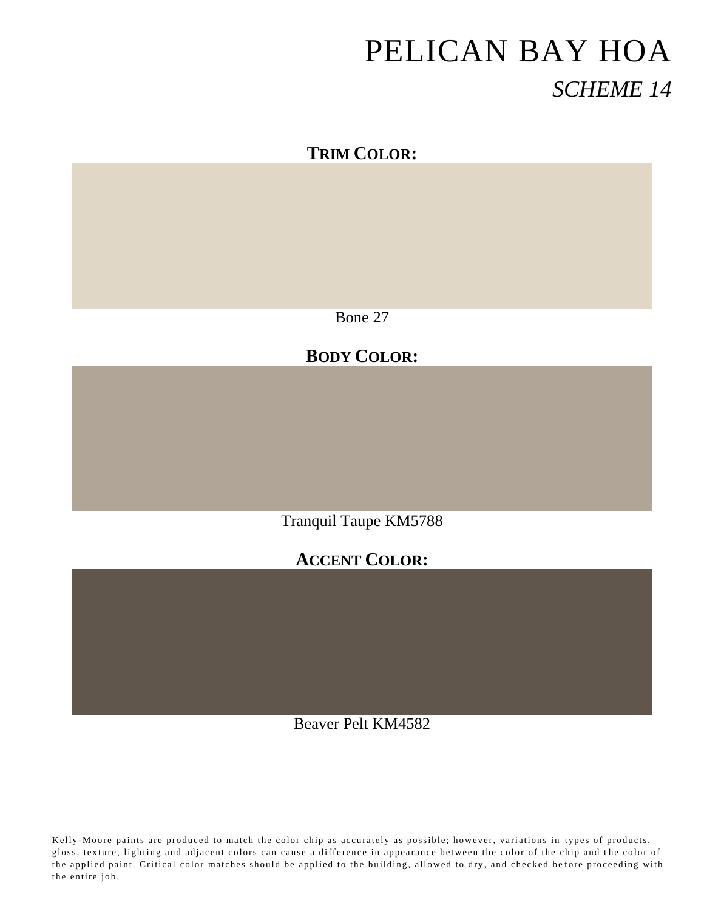# PELICAN BAY HOA

## *SCHEME 14*

**TRIM COLOR:**

Bone 27

**BODY COLOR:**

Tranquil Taupe KM5788

**ACCENT COLOR:**

Beaver Pelt KM4582

Kelly-Moore paints are produced to match the color chip as accurately as possible; however, variations in types of products, gloss, texture, lighting and adjacent colors can cause a difference in appearance between the color of the chip and the color of the applied paint. Critical color matches should be applied to the building, allowed to dry, and checked before proceeding with the entire job.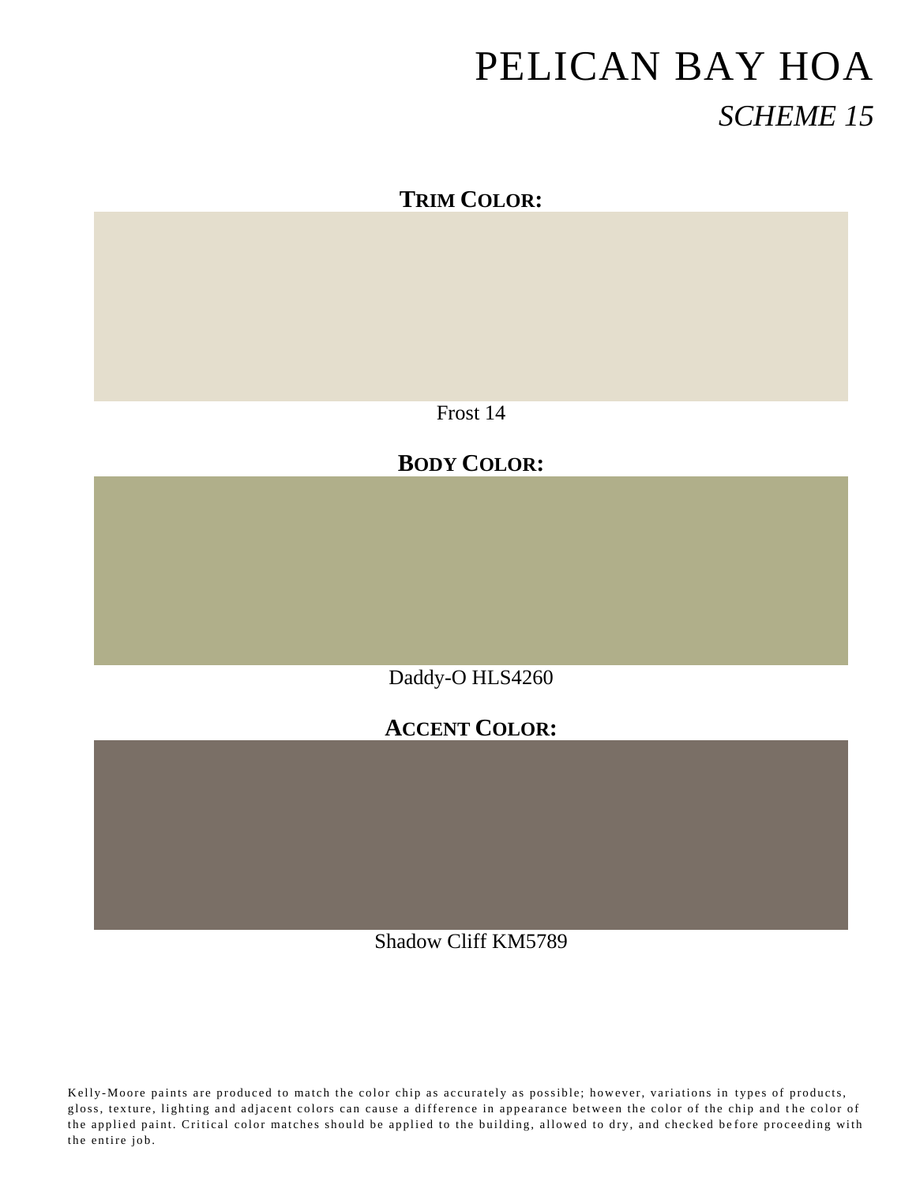# PELICAN BAY HOA

## *SCHEME 15*

**TRIM COLOR:**

Frost 14

**BODY COLOR:**

Daddy-O HLS4260

**ACCENT COLOR:**

Shadow Cliff KM5789

Kelly-Moore paints are produced to match the color chip as accurately as possible; however, variations in types of products, gloss, texture, lighting and adjacent colors can cause a difference in appearance between the color of the chip and the color of the applied paint. Critical color matches should be applied to the building, allowed to dry, and checked before proceeding with the entire job.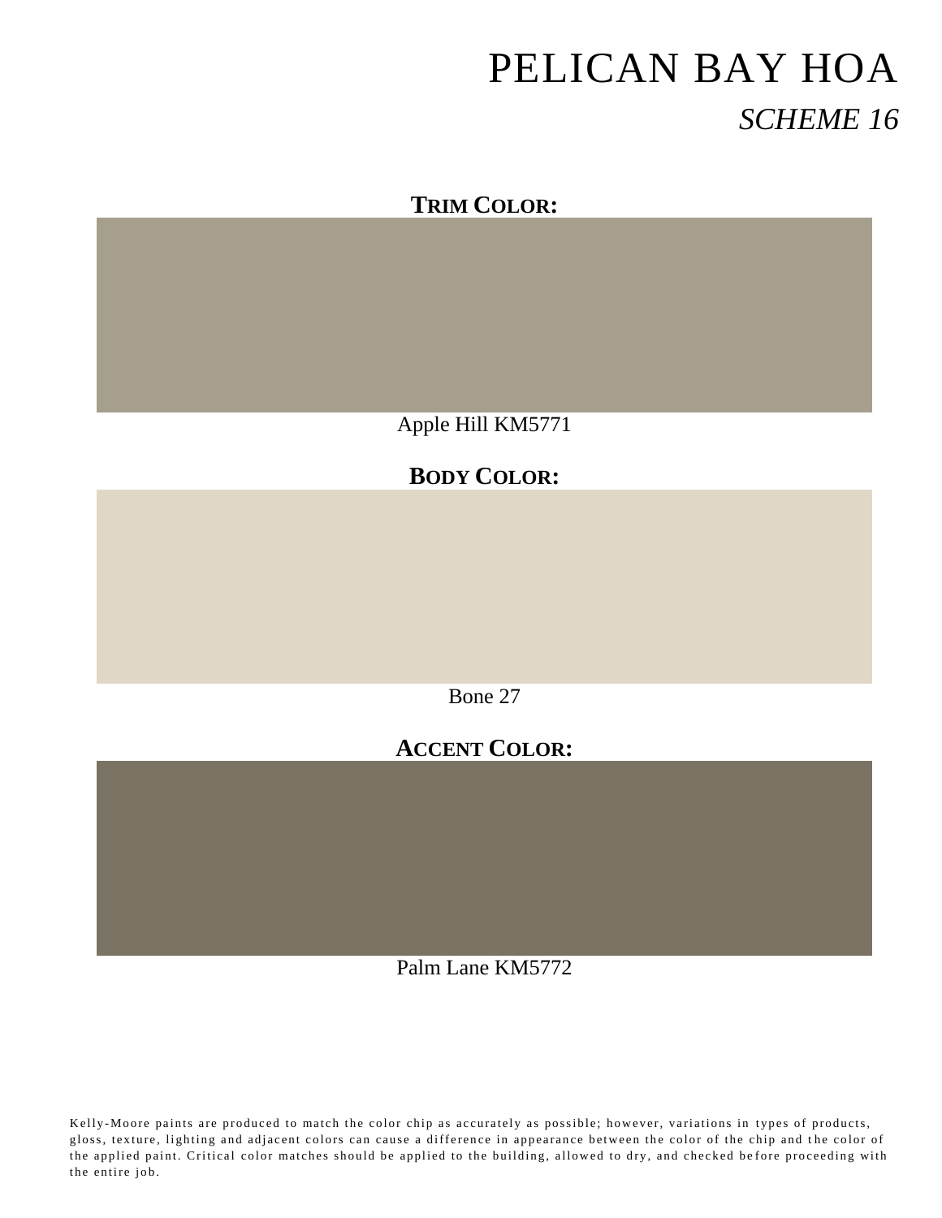# PELICAN BAY HOA

## *SCHEME 16*

**TRIM COLOR:**

Apple Hill KM5771

**BODY COLOR:**

Bone 27

**ACCENT COLOR:**

Palm Lane KM5772

Kelly-Moore paints are produced to match the color chip as accurately as possible; however, variations in types of products, gloss, texture, lighting and adjacent colors can cause a difference in appearance between the color of the chip and the color of the applied paint. Critical color matches should be applied to the building, allowed to dry, and checked before proceeding with the entire job.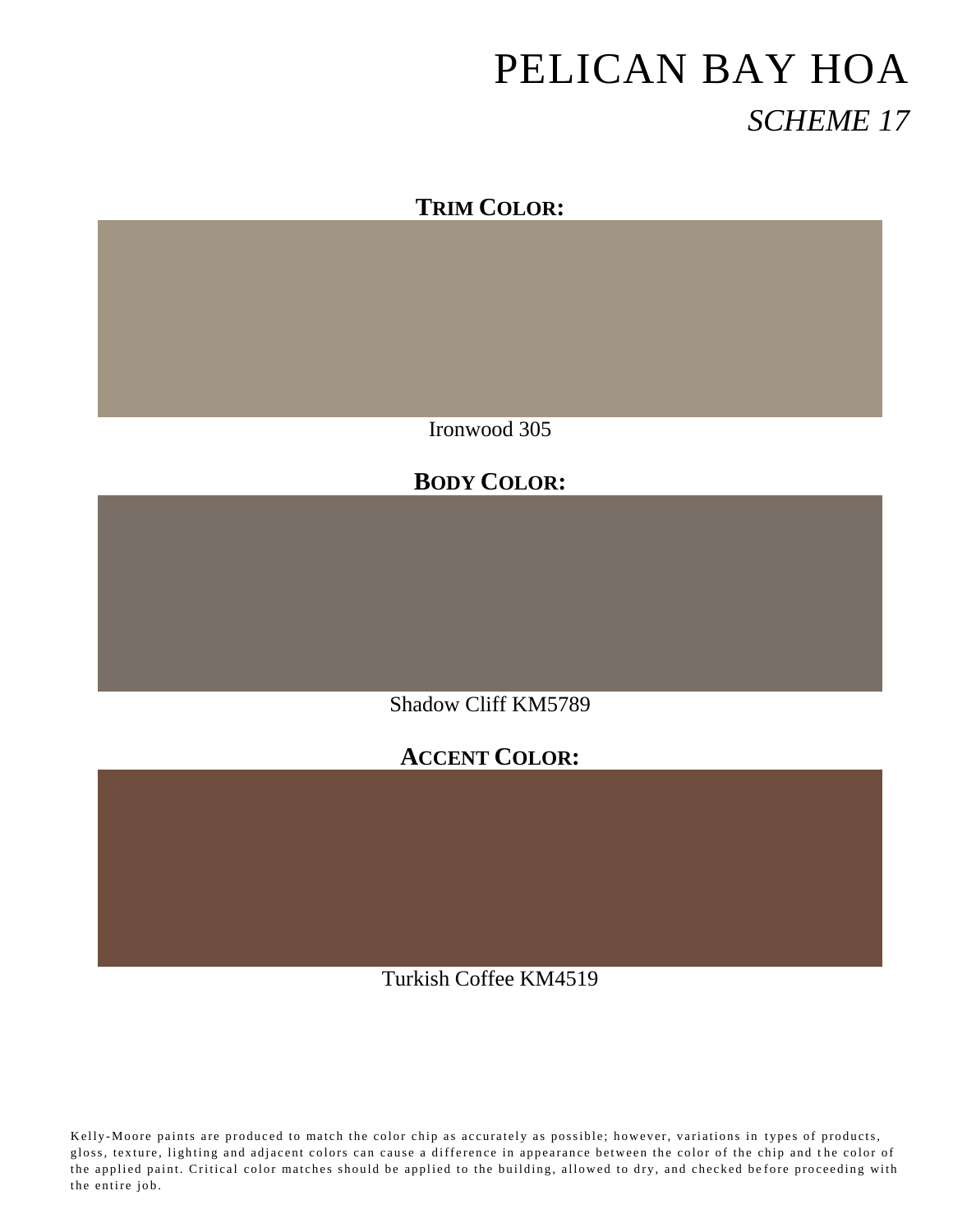# PELICAN BAY HOA

## *SCHEME 17*

**TRIM COLOR:**

Ironwood 305

**BODY COLOR:**

Shadow Cliff KM5789

**ACCENT COLOR:**

Turkish Coffee KM4519

Kelly-Moore paints are produced to match the color chip as accurately as possible; however, variations in types of products, gloss, texture, lighting and adjacent colors can cause a difference in appearance between the color of the chip and the color of the applied paint. Critical color matches should be applied to the building, allowed to dry, and checked before proceeding with the entire job.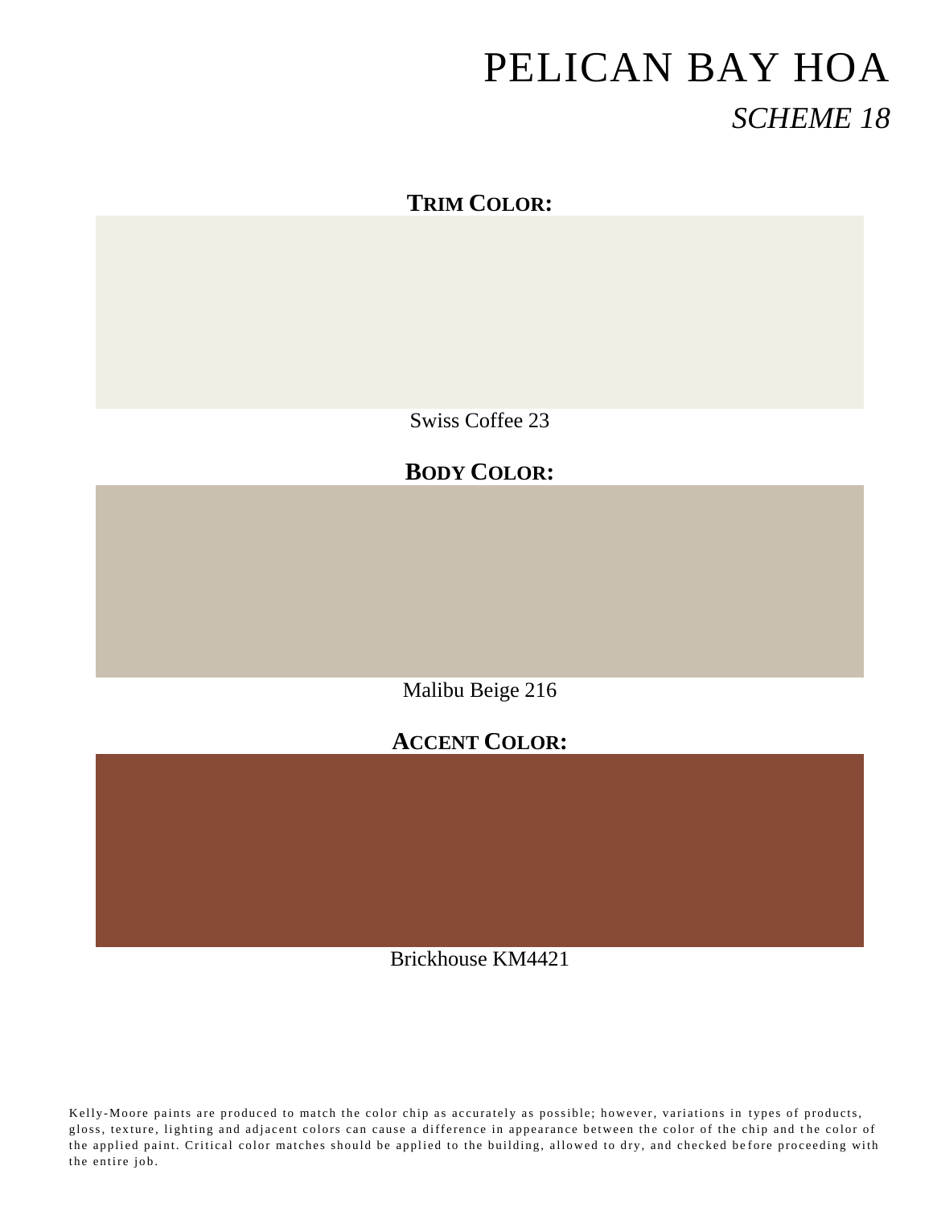# PELICAN BAY HOA

## *SCHEME 18*

**TRIM COLOR:**

Swiss Coffee 23

**BODY COLOR:**

Malibu Beige 216

**ACCENT COLOR:**

Brickhouse KM4421

Kelly-Moore paints are produced to match the color chip as accurately as possible; however, variations in types of products, gloss, texture, lighting and adjacent colors can cause a difference in appearance between the color of the chip and the color of the applied paint. Critical color matches should be applied to the building, allowed to dry, and checked before proceeding with the entire job.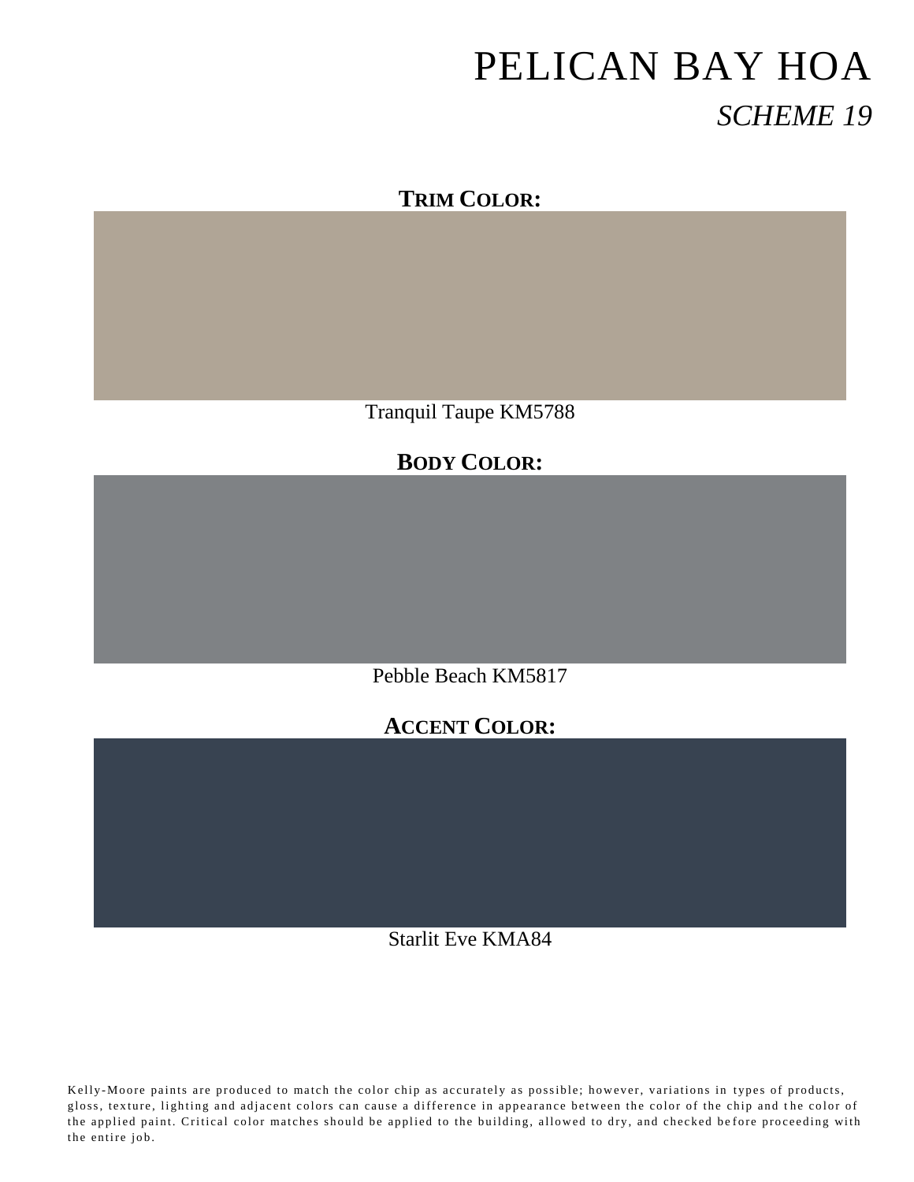# PELICAN BAY HOA

*SCHEME 19*

**TRIM COLOR:**

Tranquil Taupe KM5788

**BODY COLOR:**

Pebble Beach KM5817

**ACCENT COLOR:**

Starlit Eve KMA84

Kelly-Moore paints are produced to match the color chip as accurately as possible; however, variations in types of products, gloss, texture, lighting and adjacent colors can cause a difference in appearance between the color of the chip and the color of the applied paint. Critical color matches should be applied to the building, allowed to dry, and checked before proceeding with the entire job.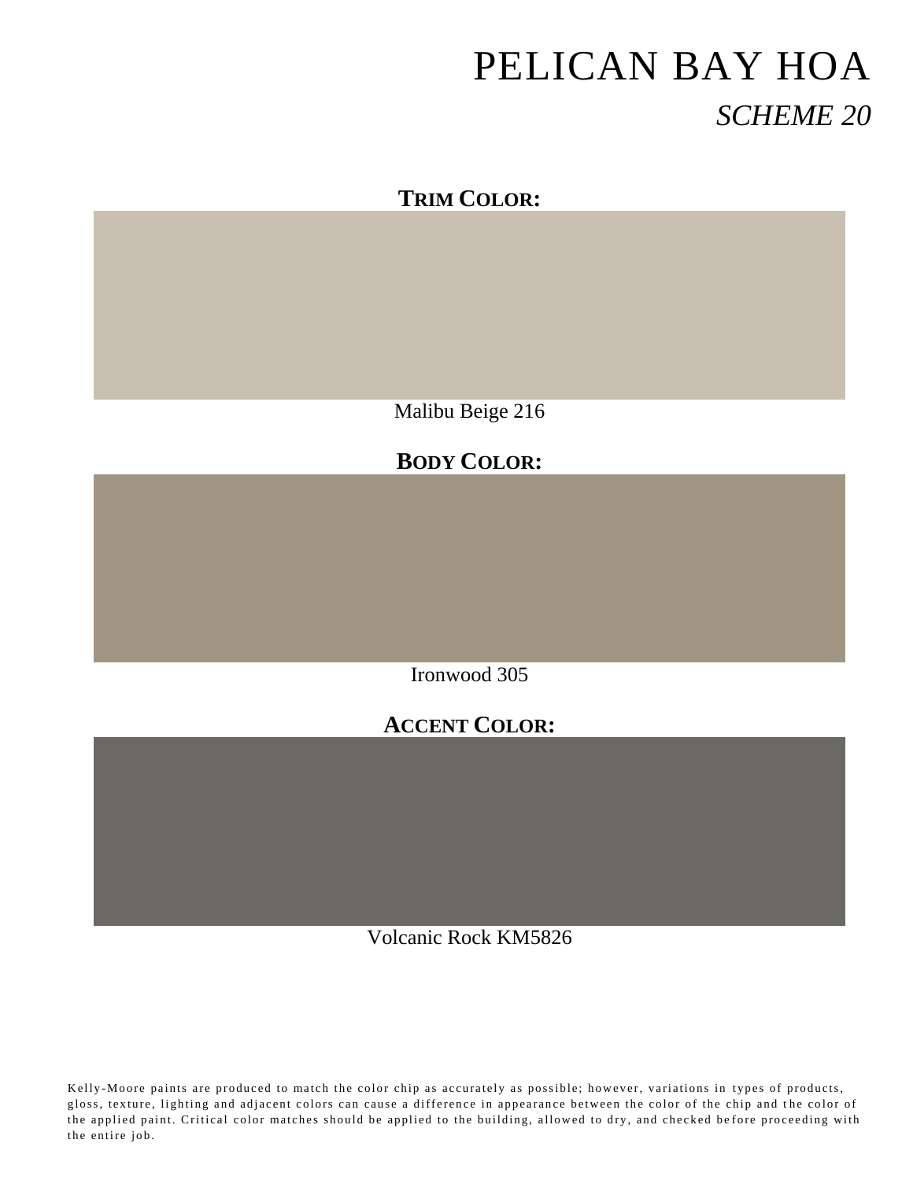# PELICAN BAY HOA

## *SCHEME 20*

**TRIM COLOR:**

Malibu Beige 216

**BODY COLOR:**

Ironwood 305

**ACCENT COLOR:**

Volcanic Rock KM5826

Kelly-Moore paints are produced to match the color chip as accurately as possible; however, variations in types of products, gloss, texture, lighting and adjacent colors can cause a difference in appearance between the color of the chip and the color of the applied paint. Critical color matches should be applied to the building, allowed to dry, and checked before proceeding with the entire job.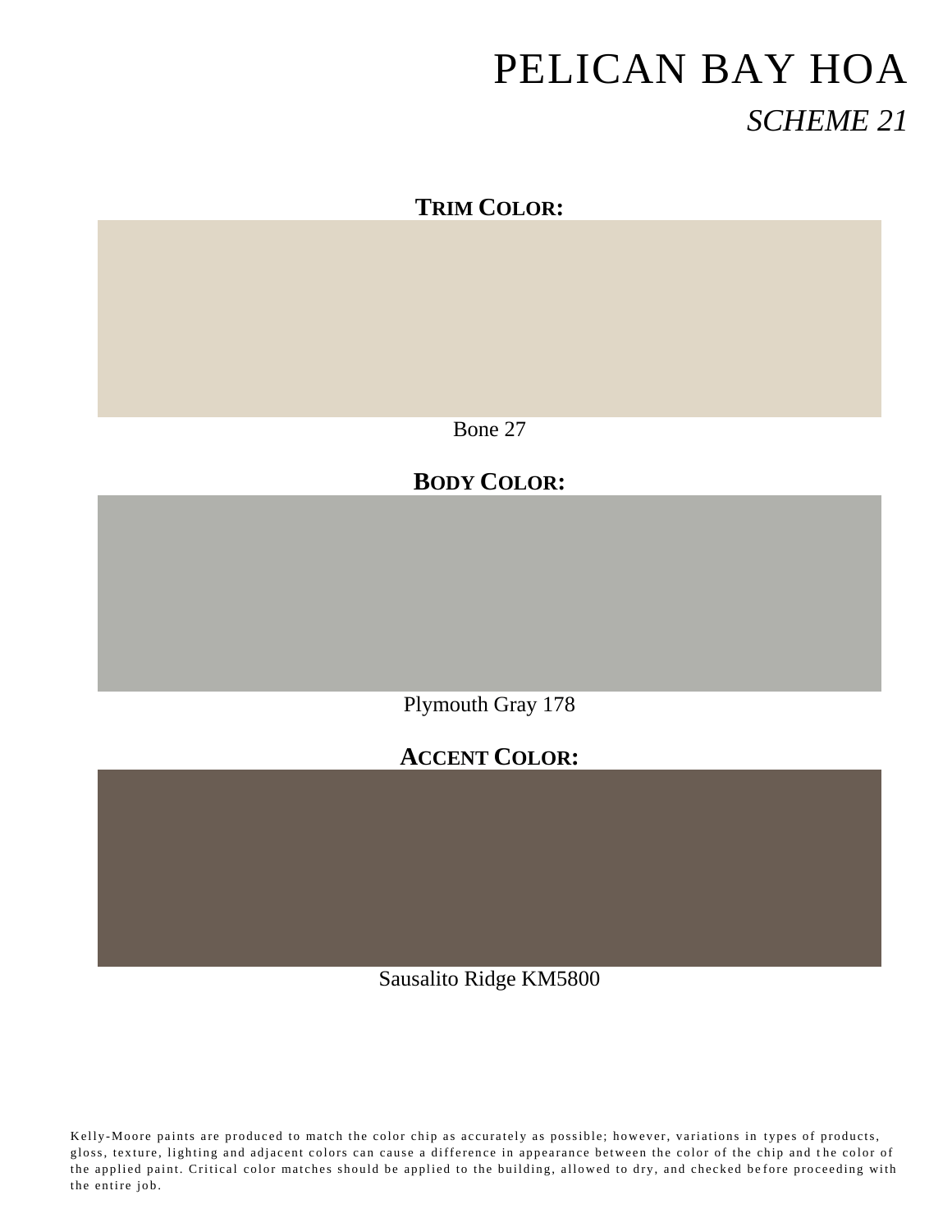# PELICAN BAY HOA

## *SCHEME 21*

**TRIM COLOR:**

Bone 27

**BODY COLOR:**

Plymouth Gray 178

**ACCENT COLOR:**

Sausalito Ridge KM5800

Kelly-Moore paints are produced to match the color chip as accurately as possible; however, variations in types of products, gloss, texture, lighting and adjacent colors can cause a difference in appearance between the color of the chip and the color of the applied paint. Critical color matches should be applied to the building, allowed to dry, and checked before proceeding with the entire job.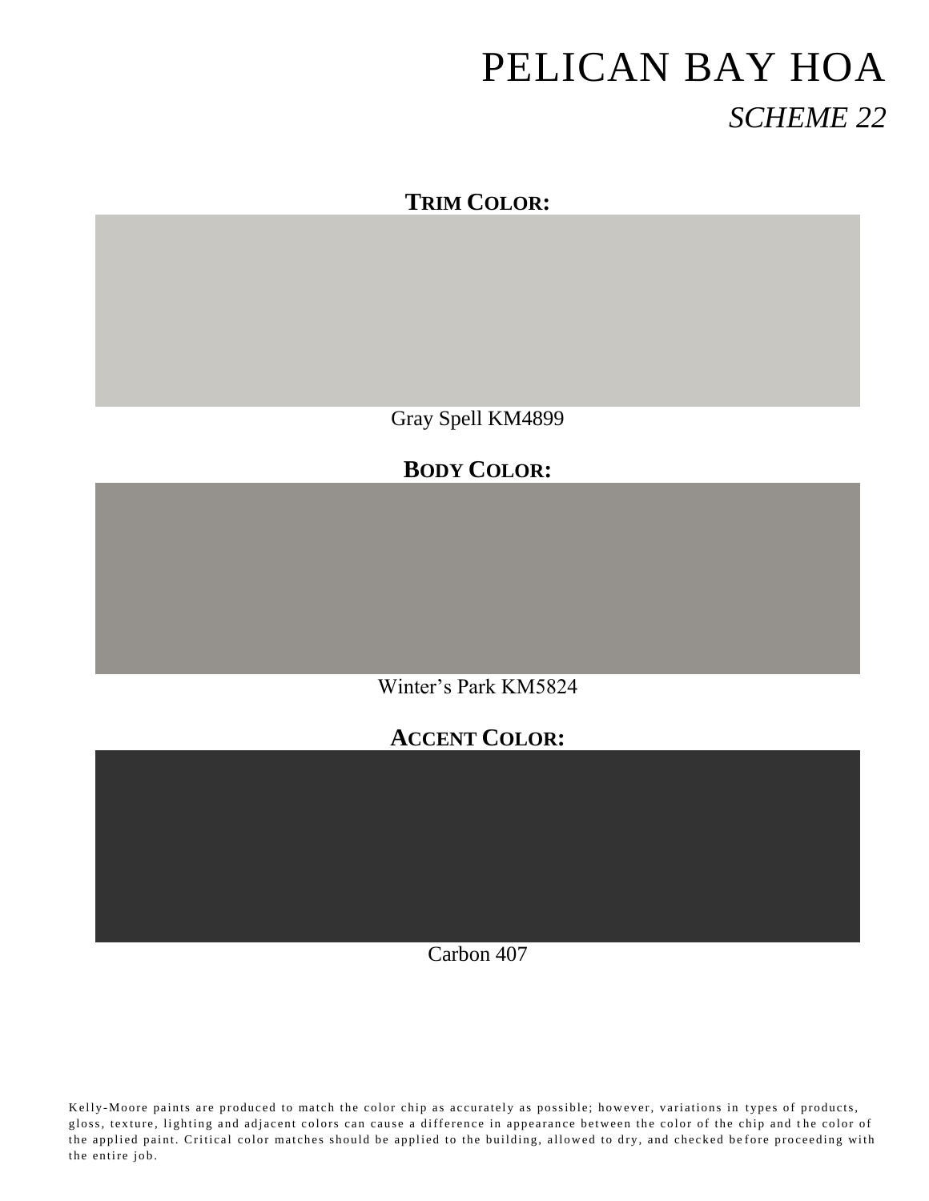# PELICAN BAY HOA

## *SCHEME 22*

**TRIM COLOR:**

Gray Spell KM4899

**BODY COLOR:**

Winter's Park KM5824

**ACCENT COLOR:**

Carbon 407

Kelly-Moore paints are produced to match the color chip as accurately as possible; however, variations in types of products, gloss, texture, lighting and adjacent colors can cause a difference in appearance between the color of the chip and the color of the applied paint. Critical color matches should be applied to the building, allowed to dry, and checked before proceeding with the entire job.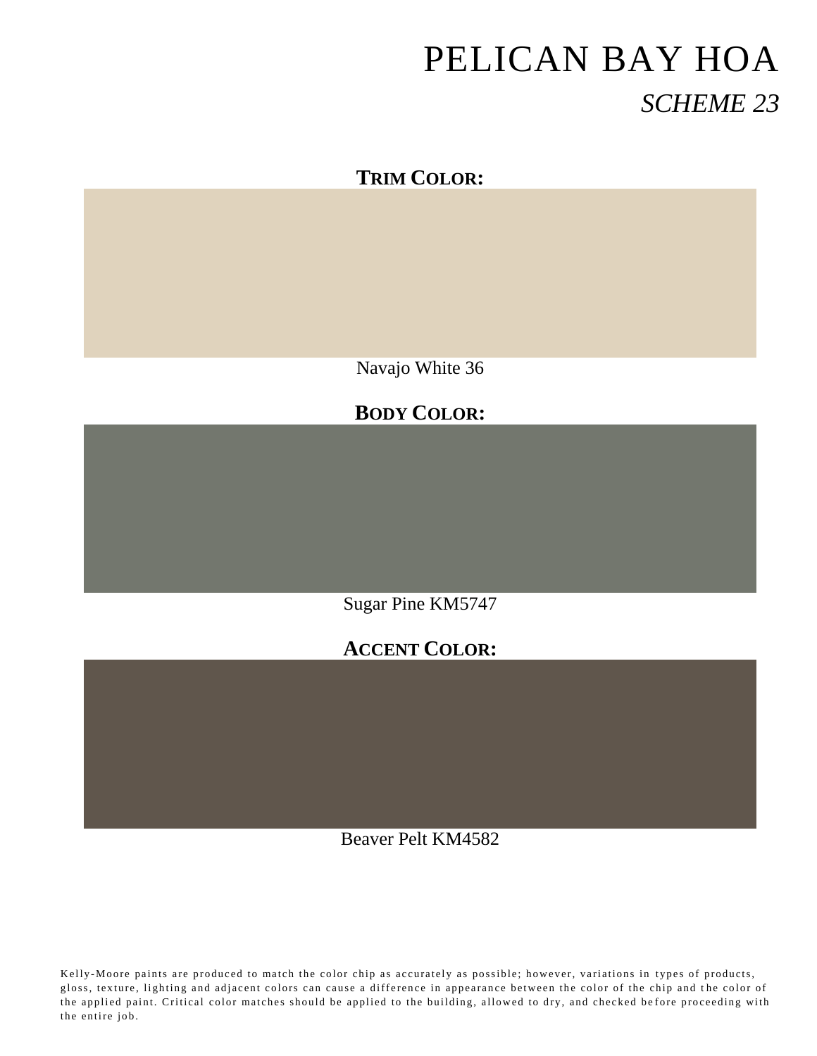# PELICAN BAY HOA

## *SCHEME 23*

**TRIM COLOR:**

Navajo White 36

**BODY COLOR:**

Sugar Pine KM5747

**ACCENT COLOR:**

Beaver Pelt KM4582

Kelly-Moore paints are produced to match the color chip as accurately as possible; however, variations in types of products, gloss, texture, lighting and adjacent colors can cause a difference in appearance between the color of the chip and the color of the applied paint. Critical color matches should be applied to the building, allowed to dry, and checked before proceeding with the entire job.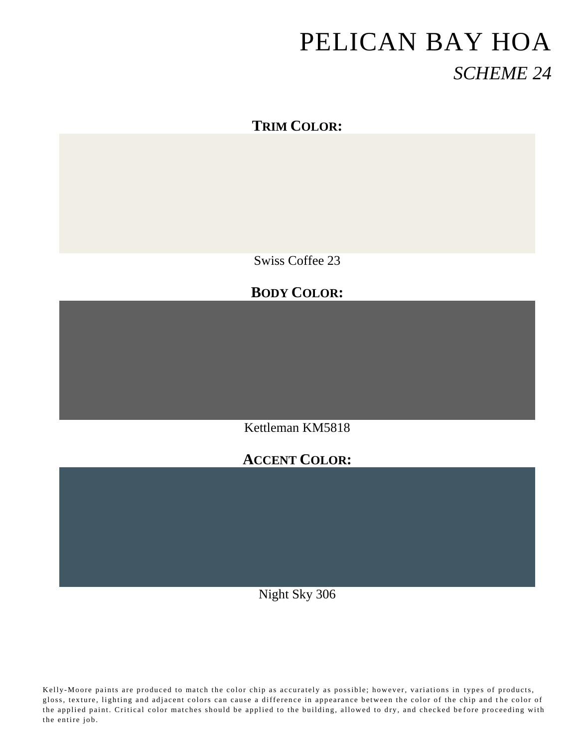# PELICAN BAY HOA

*SCHEME 24*

**TRIM COLOR:**

Swiss Coffee 23

**BODY COLOR:**

Kettleman KM5818

**ACCENT COLOR:**

Night Sky 306

Kelly-Moore paints are produced to match the color chip as accurately as possible; however, variations in types of products, gloss, texture, lighting and adjacent colors can cause a difference in appearance between the color of the chip and the color of the applied paint. Critical color matches should be applied to the building, allowed to dry, and checked before proceeding with the entire job.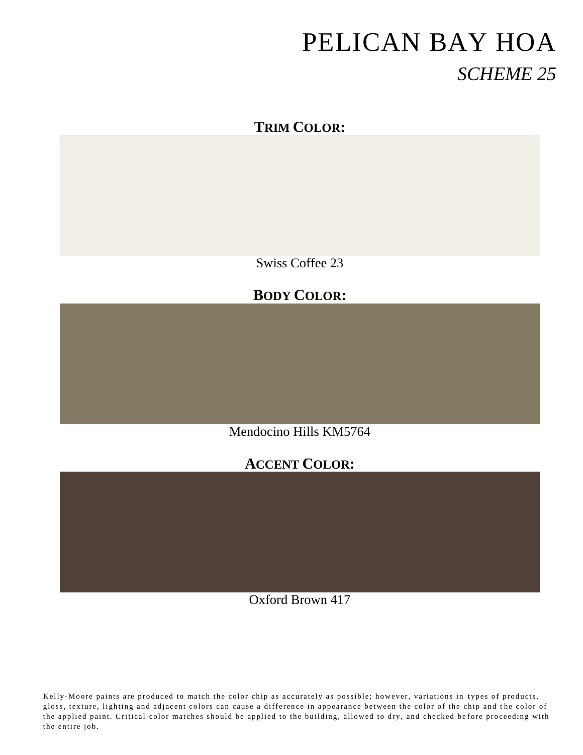# PELICAN BAY HOA

## *SCHEME 25*

**TRIM COLOR:**

Swiss Coffee 23

**BODY COLOR:**

Mendocino Hills KM5764

**ACCENT COLOR:**

Oxford Brown 417

Kelly-Moore paints are produced to match the color chip as accurately as possible; however, variations in types of products, gloss, texture, lighting and adjacent colors can cause a difference in appearance between the color of the chip and the color of the applied paint. Critical color matches should be applied to the building, allowed to dry, and checked before proceeding with the entire job.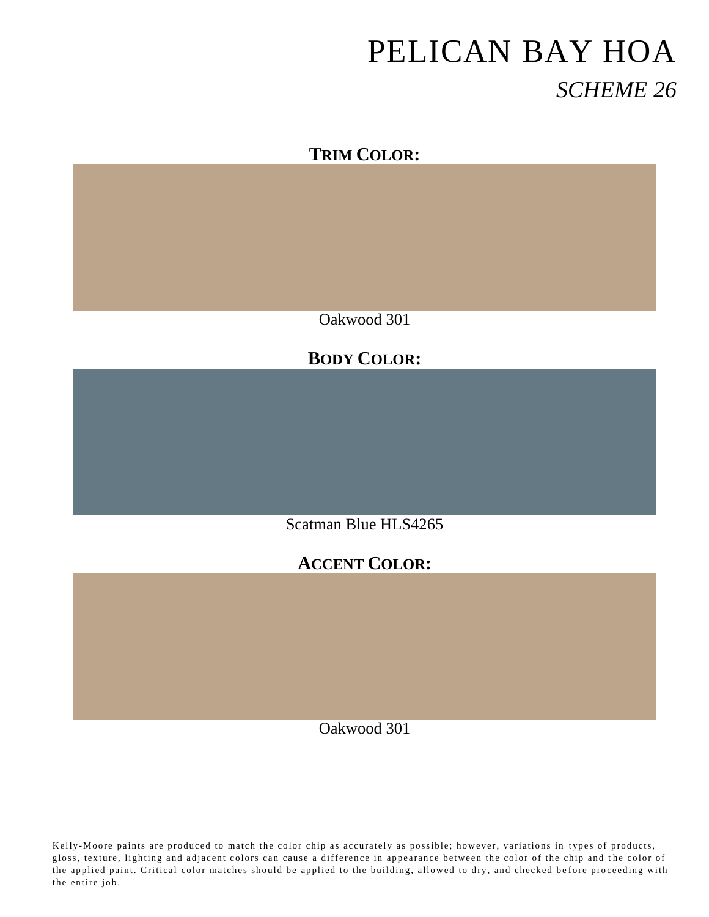# PELICAN BAY HOA

## *SCHEME 26*

**TRIM COLOR:**

Oakwood 301

**BODY COLOR:**

Scatman Blue HLS4265

**ACCENT COLOR:**

Oakwood 301

Kelly-Moore paints are produced to match the color chip as accurately as possible; however, variations in types of products, gloss, texture, lighting and adjacent colors can cause a difference in appearance between the color of the chip and the color of the applied paint. Critical color matches should be applied to the building, allowed to dry, and checked before proceeding with the entire job.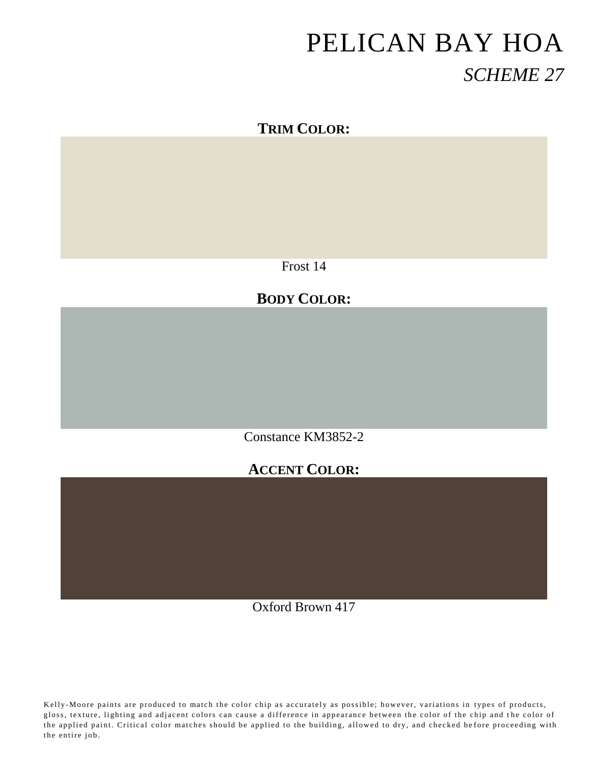# PELICAN BAY HOA

## *SCHEME 27*

**TRIM COLOR:**

Frost 14

**BODY COLOR:**

Constance KM3852-2

**ACCENT COLOR:**

Oxford Brown 417

Kelly-Moore paints are produced to match the color chip as accurately as possible; however, variations in types of products, gloss, texture, lighting and adjacent colors can cause a difference in appearance between the color of the chip and the color of the applied paint. Critical color matches should be applied to the building, allowed to dry, and checked before proceeding with the entire job.